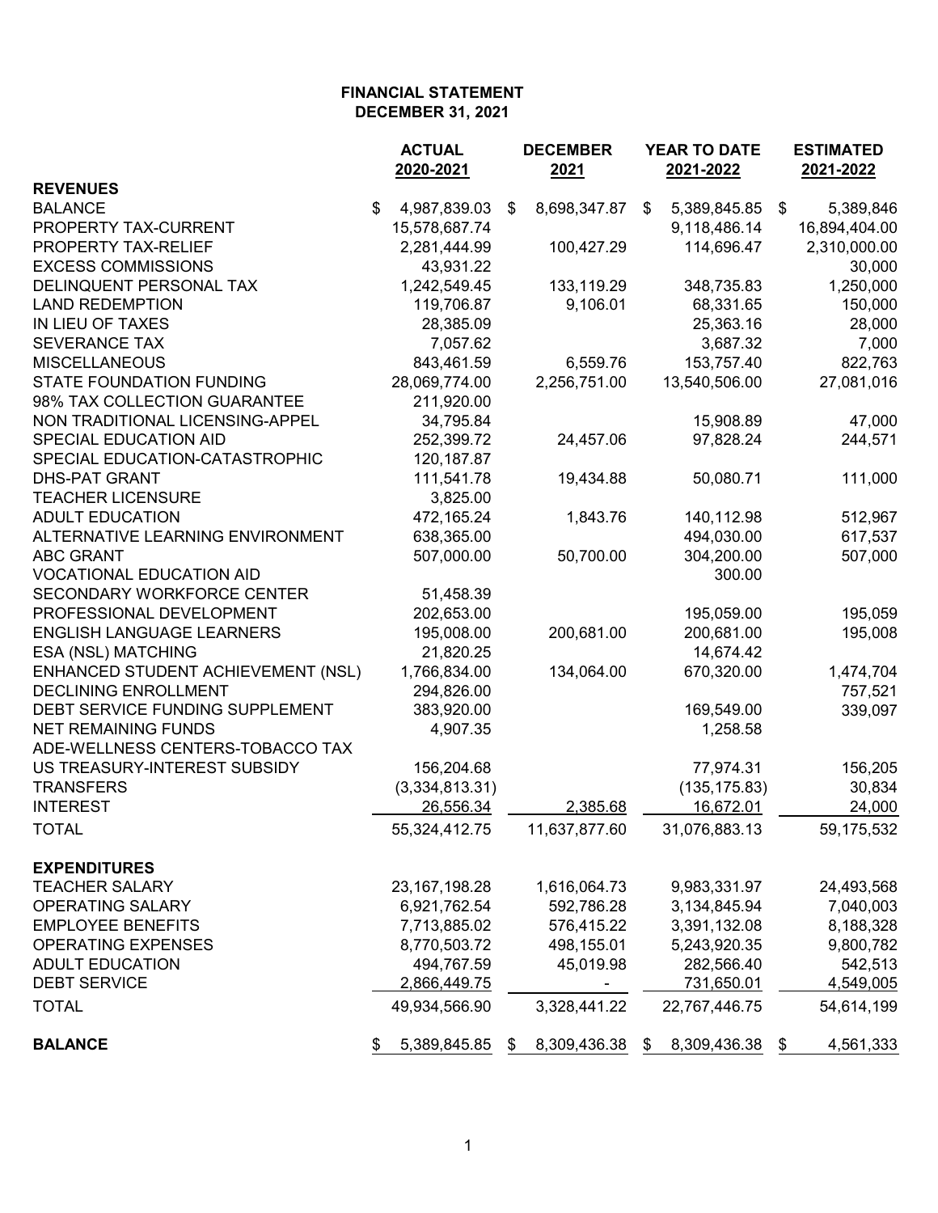**FINANCIAL STATEMENT**
**DECEMBER 31, 2021**

| | ACTUAL 2020-2021 | DECEMBER 2021 | YEAR TO DATE 2021-2022 | ESTIMATED 2021-2022 |
|---|---|---|---|---|
| **REVENUES** | | | | |
| BALANCE | $ 4,987,839.03 | $ 8,698,347.87 | $ 5,389,845.85 | $ 5,389,846 |
| PROPERTY TAX-CURRENT | 15,578,687.74 | | 9,118,486.14 | 16,894,404.00 |
| PROPERTY TAX-RELIEF | 2,281,444.99 | 100,427.29 | 114,696.47 | 2,310,000.00 |
| EXCESS COMMISSIONS | 43,931.22 | | | 30,000 |
| DELINQUENT PERSONAL TAX | 1,242,549.45 | 133,119.29 | 348,735.83 | 1,250,000 |
| LAND REDEMPTION | 119,706.87 | 9,106.01 | 68,331.65 | 150,000 |
| IN LIEU OF TAXES | 28,385.09 | | 25,363.16 | 28,000 |
| SEVERANCE TAX | 7,057.62 | | 3,687.32 | 7,000 |
| MISCELLANEOUS | 843,461.59 | 6,559.76 | 153,757.40 | 822,763 |
| STATE FOUNDATION FUNDING | 28,069,774.00 | 2,256,751.00 | 13,540,506.00 | 27,081,016 |
| 98% TAX COLLECTION GUARANTEE | 211,920.00 | | | |
| NON TRADITIONAL LICENSING-APPEL | 34,795.84 | | 15,908.89 | 47,000 |
| SPECIAL EDUCATION AID | 252,399.72 | 24,457.06 | 97,828.24 | 244,571 |
| SPECIAL EDUCATION-CATASTROPHIC | 120,187.87 | | | |
| DHS-PAT GRANT | 111,541.78 | 19,434.88 | 50,080.71 | 111,000 |
| TEACHER LICENSURE | 3,825.00 | | | |
| ADULT EDUCATION | 472,165.24 | 1,843.76 | 140,112.98 | 512,967 |
| ALTERNATIVE LEARNING ENVIRONMENT | 638,365.00 | | 494,030.00 | 617,537 |
| ABC GRANT | 507,000.00 | 50,700.00 | 304,200.00 | 507,000 |
| VOCATIONAL EDUCATION AID | | | 300.00 | |
| SECONDARY WORKFORCE CENTER | 51,458.39 | | | |
| PROFESSIONAL DEVELOPMENT | 202,653.00 | | 195,059.00 | 195,059 |
| ENGLISH LANGUAGE LEARNERS | 195,008.00 | 200,681.00 | 200,681.00 | 195,008 |
| ESA (NSL) MATCHING | 21,820.25 | | 14,674.42 | |
| ENHANCED STUDENT ACHIEVEMENT (NSL) | 1,766,834.00 | 134,064.00 | 670,320.00 | 1,474,704 |
| DECLINING ENROLLMENT | 294,826.00 | | | 757,521 |
| DEBT SERVICE FUNDING SUPPLEMENT | 383,920.00 | | 169,549.00 | 339,097 |
| NET REMAINING FUNDS | 4,907.35 | | 1,258.58 | |
| ADE-WELLNESS CENTERS-TOBACCO TAX | | | | |
| US TREASURY-INTEREST SUBSIDY | 156,204.68 | | 77,974.31 | 156,205 |
| TRANSFERS | (3,334,813.31) | | (135,175.83) | 30,834 |
| INTEREST | 26,556.34 | 2,385.68 | 16,672.01 | 24,000 |
| TOTAL | 55,324,412.75 | 11,637,877.60 | 31,076,883.13 | 59,175,532 |
| **EXPENDITURES** | | | | |
| TEACHER SALARY | 23,167,198.28 | 1,616,064.73 | 9,983,331.97 | 24,493,568 |
| OPERATING SALARY | 6,921,762.54 | 592,786.28 | 3,134,845.94 | 7,040,003 |
| EMPLOYEE BENEFITS | 7,713,885.02 | 576,415.22 | 3,391,132.08 | 8,188,328 |
| OPERATING EXPENSES | 8,770,503.72 | 498,155.01 | 5,243,920.35 | 9,800,782 |
| ADULT EDUCATION | 494,767.59 | 45,019.98 | 282,566.40 | 542,513 |
| DEBT SERVICE | 2,866,449.75 | - | 731,650.01 | 4,549,005 |
| TOTAL | 49,934,566.90 | 3,328,441.22 | 22,767,446.75 | 54,614,199 |
| **BALANCE** | $ 5,389,845.85 | $ 8,309,436.38 | $ 8,309,436.38 | $ 4,561,333 |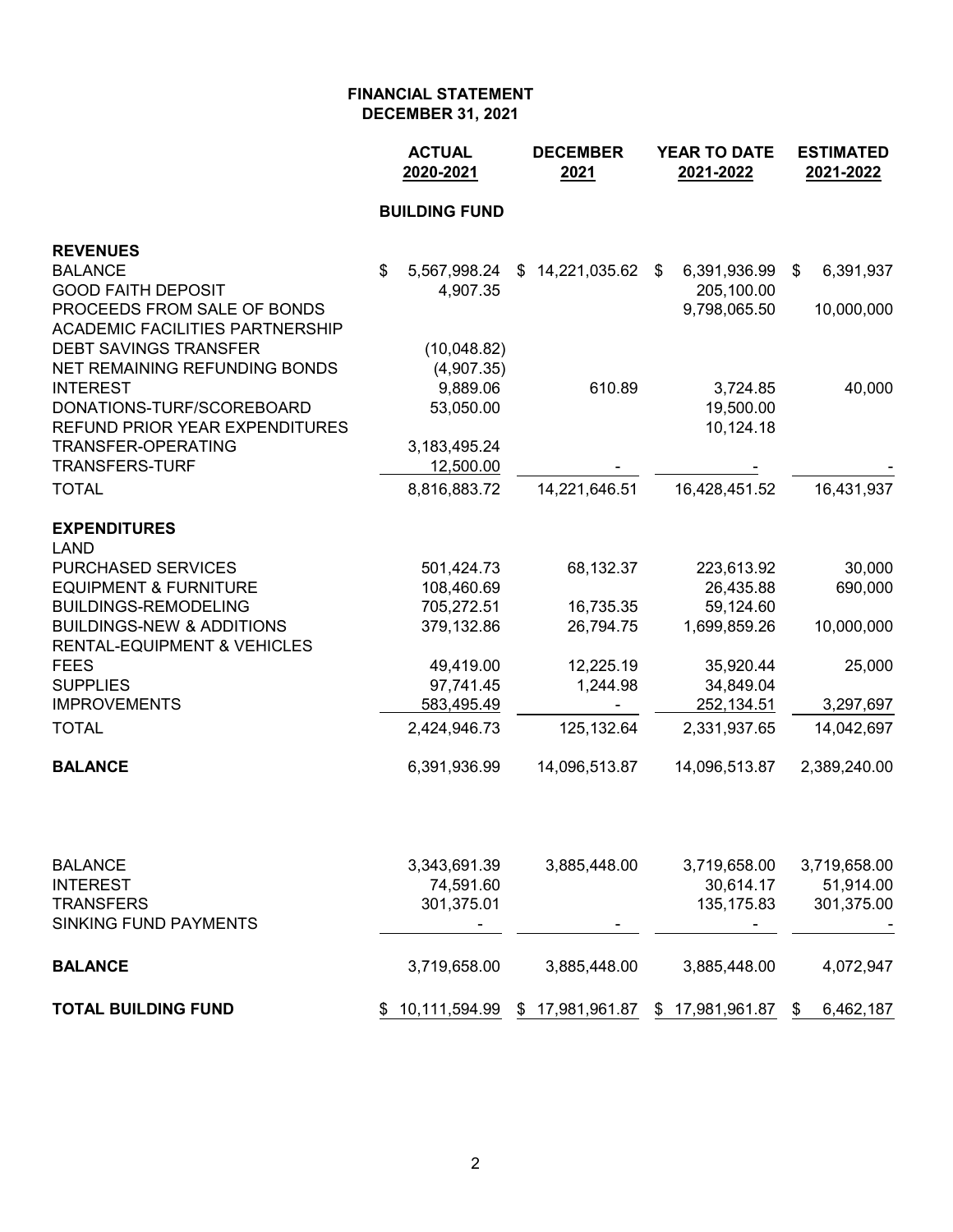# FINANCIAL STATEMENT
## DECEMBER 31, 2021

| | ACTUAL 2020-2021 | DECEMBER 2021 | YEAR TO DATE 2021-2022 | ESTIMATED 2021-2022 |
|---|---|---|---|---|
| | **BUILDING FUND** | | | |
| **REVENUES** | | | | |
| BALANCE | $ 5,567,998.24 | $ 14,221,035.62 | $ 6,391,936.99 | $ 6,391,937 |
| GOOD FAITH DEPOSIT | 4,907.35 | | 205,100.00 | |
| PROCEEDS FROM SALE OF BONDS | | | 9,798,065.50 | 10,000,000 |
| ACADEMIC FACILITIES PARTNERSHIP | | | | |
| DEBT SAVINGS TRANSFER | (10,048.82) | | | |
| NET REMAINING REFUNDING BONDS | (4,907.35) | | | |
| INTEREST | 9,889.06 | 610.89 | 3,724.85 | 40,000 |
| DONATIONS-TURF/SCOREBOARD | 53,050.00 | | 19,500.00 | |
| REFUND PRIOR YEAR EXPENDITURES | | | 10,124.18 | |
| TRANSFER-OPERATING | 3,183,495.24 | | | |
| TRANSFERS-TURF | 12,500.00 | - | - | - |
| TOTAL | 8,816,883.72 | 14,221,646.51 | 16,428,451.52 | 16,431,937 |
| **EXPENDITURES** | | | | |
| LAND | | | | |
| PURCHASED SERVICES | 501,424.73 | 68,132.37 | 223,613.92 | 30,000 |
| EQUIPMENT & FURNITURE | 108,460.69 | | 26,435.88 | 690,000 |
| BUILDINGS-REMODELING | 705,272.51 | 16,735.35 | 59,124.60 | |
| BUILDINGS-NEW & ADDITIONS | 379,132.86 | 26,794.75 | 1,699,859.26 | 10,000,000 |
| RENTAL-EQUIPMENT & VEHICLES | | | | |
| FEES | 49,419.00 | 12,225.19 | 35,920.44 | 25,000 |
| SUPPLIES | 97,741.45 | 1,244.98 | 34,849.04 | |
| IMPROVEMENTS | 583,495.49 | - | 252,134.51 | 3,297,697 |
| TOTAL | 2,424,946.73 | 125,132.64 | 2,331,937.65 | 14,042,697 |
| **BALANCE** | 6,391,936.99 | 14,096,513.87 | 14,096,513.87 | 2,389,240.00 |
| | | | | |
| BALANCE | 3,343,691.39 | 3,885,448.00 | 3,719,658.00 | 3,719,658.00 |
| INTEREST | 74,591.60 | | 30,614.17 | 51,914.00 |
| TRANSFERS | 301,375.01 | | 135,175.83 | 301,375.00 |
| SINKING FUND PAYMENTS | - | - | - | - |
| **BALANCE** | 3,719,658.00 | 3,885,448.00 | 3,885,448.00 | 4,072,947 |
| **TOTAL BUILDING FUND** | $ 10,111,594.99 | $ 17,981,961.87 | $ 17,981,961.87 | $ 6,462,187 |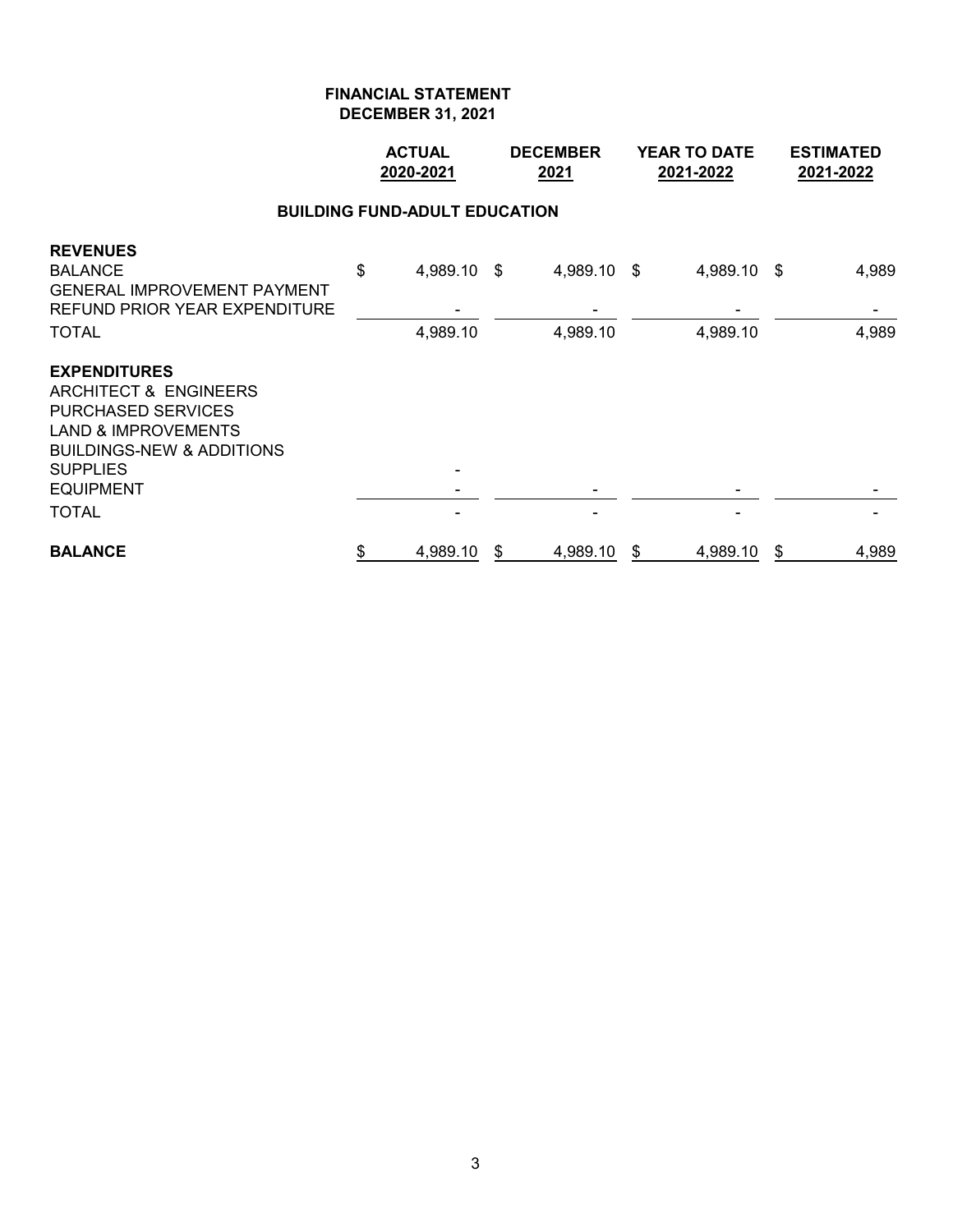**FINANCIAL STATEMENT**
**DECEMBER 31, 2021**

| | ACTUAL 2020-2021 | DECEMBER 2021 | YEAR TO DATE 2021-2022 | ESTIMATED 2021-2022 |
|---|---|---|---|---|
| **BUILDING FUND-ADULT EDUCATION** | | | | |
| **REVENUES** | | | | |
| BALANCE | $ 4,989.10 | $ 4,989.10 | $ 4,989.10 | $ 4,989 |
| GENERAL IMPROVEMENT PAYMENT | | | | |
| REFUND PRIOR YEAR EXPENDITURE | - | - | - | - |
| TOTAL | 4,989.10 | 4,989.10 | 4,989.10 | 4,989 |
| **EXPENDITURES** | | | | |
| ARCHITECT & ENGINEERS | | | | |
| PURCHASED SERVICES | | | | |
| LAND & IMPROVEMENTS | | | | |
| BUILDINGS-NEW & ADDITIONS | | | | |
| SUPPLIES | - | | | |
| EQUIPMENT | - | - | - | - |
| TOTAL | - | - | - | - |
| **BALANCE** | $ 4,989.10 | $ 4,989.10 | $ 4,989.10 | $ 4,989 |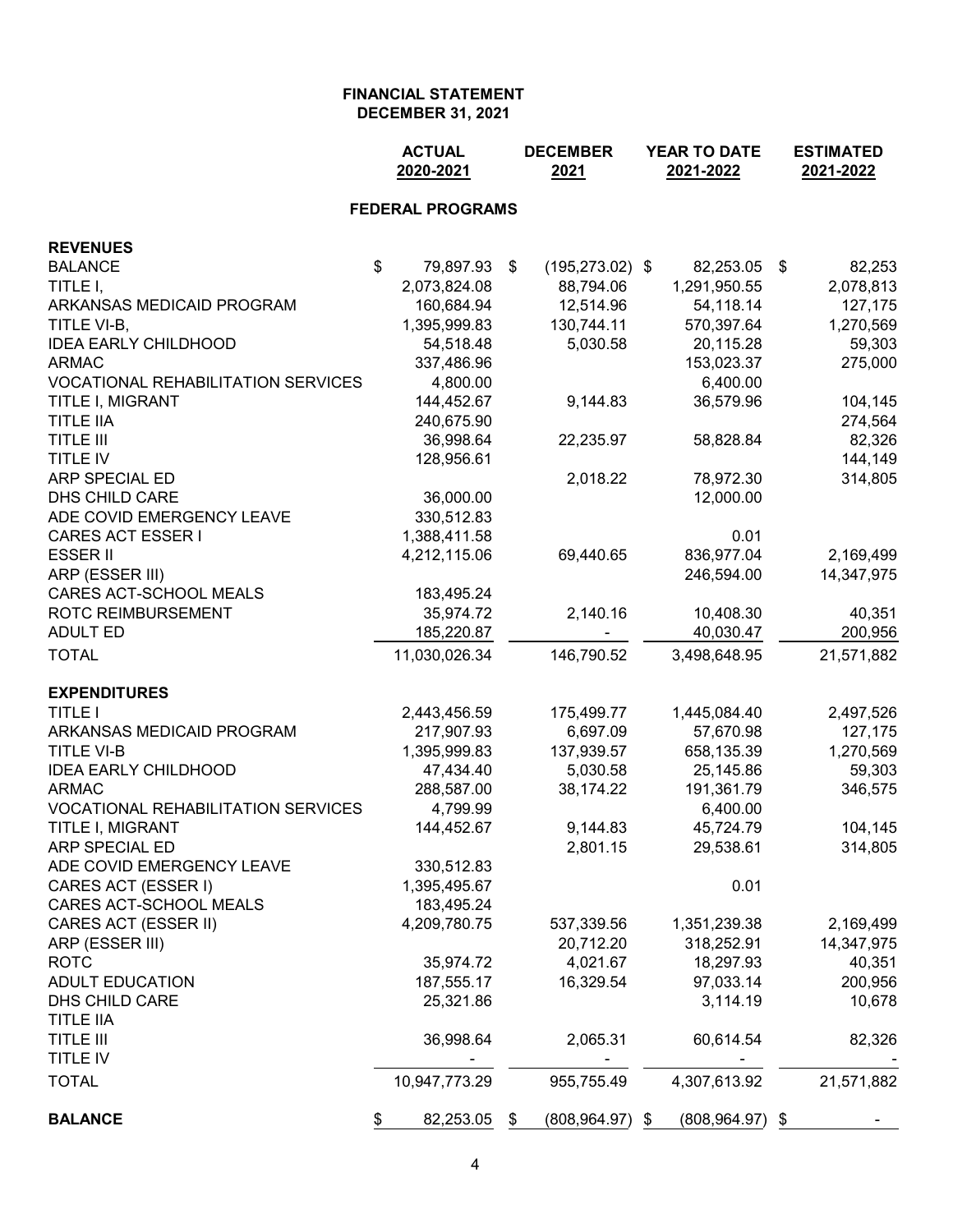# FINANCIAL STATEMENT
## DECEMBER 31, 2021

| | ACTUAL 2020-2021 | DECEMBER 2021 | YEAR TO DATE 2021-2022 | ESTIMATED 2021-2022 |
|---|---|---|---|---|
| **FEDERAL PROGRAMS** | | | | |
| **REVENUES** | | | | |
| BALANCE | $ 79,897.93 | $ (195,273.02) | $ 82,253.05 | $ 82,253 |
| TITLE I, | 2,073,824.08 | 88,794.06 | 1,291,950.55 | 2,078,813 |
| ARKANSAS MEDICAID PROGRAM | 160,684.94 | 12,514.96 | 54,118.14 | 127,175 |
| TITLE VI-B, | 1,395,999.83 | 130,744.11 | 570,397.64 | 1,270,569 |
| IDEA EARLY CHILDHOOD | 54,518.48 | 5,030.58 | 20,115.28 | 59,303 |
| ARMAC | 337,486.96 | | 153,023.37 | 275,000 |
| VOCATIONAL REHABILITATION SERVICES | 4,800.00 | | 6,400.00 | |
| TITLE I, MIGRANT | 144,452.67 | 9,144.83 | 36,579.96 | 104,145 |
| TITLE IIA | 240,675.90 | | | 274,564 |
| TITLE III | 36,998.64 | 22,235.97 | 58,828.84 | 82,326 |
| TITLE IV | 128,956.61 | | | 144,149 |
| ARP SPECIAL ED | | 2,018.22 | 78,972.30 | 314,805 |
| DHS CHILD CARE | 36,000.00 | | 12,000.00 | |
| ADE COVID EMERGENCY LEAVE | 330,512.83 | | | |
| CARES ACT ESSER I | 1,388,411.58 | | 0.01 | |
| ESSER II | 4,212,115.06 | 69,440.65 | 836,977.04 | 2,169,499 |
| ARP (ESSER III) | | | 246,594.00 | 14,347,975 |
| CARES ACT-SCHOOL MEALS | 183,495.24 | | | |
| ROTC REIMBURSEMENT | 35,974.72 | 2,140.16 | 10,408.30 | 40,351 |
| ADULT ED | 185,220.87 | - | 40,030.47 | 200,956 |
| TOTAL | 11,030,026.34 | 146,790.52 | 3,498,648.95 | 21,571,882 |
| **EXPENDITURES** | | | | |
| TITLE I | 2,443,456.59 | 175,499.77 | 1,445,084.40 | 2,497,526 |
| ARKANSAS MEDICAID PROGRAM | 217,907.93 | 6,697.09 | 57,670.98 | 127,175 |
| TITLE VI-B | 1,395,999.83 | 137,939.57 | 658,135.39 | 1,270,569 |
| IDEA EARLY CHILDHOOD | 47,434.40 | 5,030.58 | 25,145.86 | 59,303 |
| ARMAC | 288,587.00 | 38,174.22 | 191,361.79 | 346,575 |
| VOCATIONAL REHABILITATION SERVICES | 4,799.99 | | 6,400.00 | |
| TITLE I, MIGRANT | 144,452.67 | 9,144.83 | 45,724.79 | 104,145 |
| ARP SPECIAL ED | | 2,801.15 | 29,538.61 | 314,805 |
| ADE COVID EMERGENCY LEAVE | 330,512.83 | | | |
| CARES ACT (ESSER I) | 1,395,495.67 | | 0.01 | |
| CARES ACT-SCHOOL MEALS | 183,495.24 | | | |
| CARES ACT (ESSER II) | 4,209,780.75 | 537,339.56 | 1,351,239.38 | 2,169,499 |
| ARP (ESSER III) | | 20,712.20 | 318,252.91 | 14,347,975 |
| ROTC | 35,974.72 | 4,021.67 | 18,297.93 | 40,351 |
| ADULT EDUCATION | 187,555.17 | 16,329.54 | 97,033.14 | 200,956 |
| DHS CHILD CARE | 25,321.86 | | 3,114.19 | 10,678 |
| TITLE IIA | | | | |
| TITLE III | 36,998.64 | 2,065.31 | 60,614.54 | 82,326 |
| TITLE IV | - | - | - | - |
| TOTAL | 10,947,773.29 | 955,755.49 | 4,307,613.92 | 21,571,882 |
| **BALANCE** | $ 82,253.05 | $ (808,964.97) | $ (808,964.97) | $ - |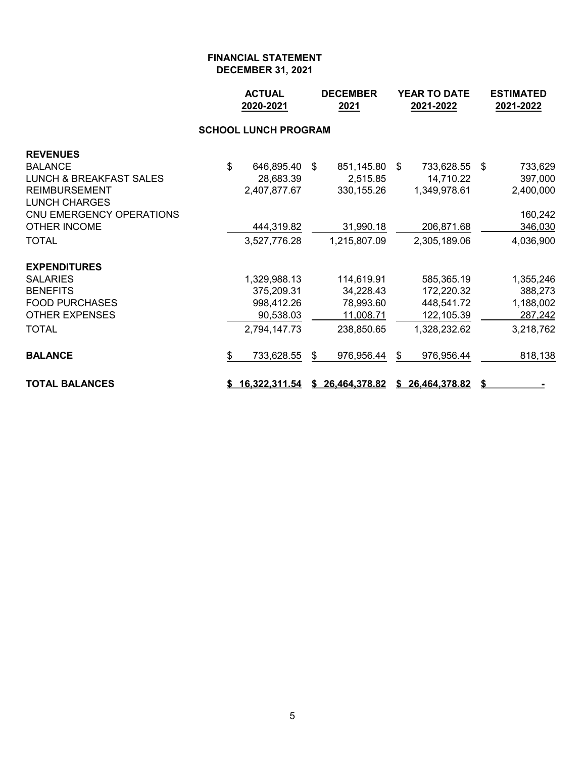**FINANCIAL STATEMENT**
**DECEMBER 31, 2021**

| | ACTUAL 2020-2021 | DECEMBER 2021 | YEAR TO DATE 2021-2022 | ESTIMATED 2021-2022 |
|---|---|---|---|---|
| **SCHOOL LUNCH PROGRAM** | | | | |
| **REVENUES** | | | | |
| BALANCE | $ 646,895.40 | $ 851,145.80 | $ 733,628.55 | $ 733,629 |
| LUNCH & BREAKFAST SALES | 28,683.39 | 2,515.85 | 14,710.22 | 397,000 |
| REIMBURSEMENT | 2,407,877.67 | 330,155.26 | 1,349,978.61 | 2,400,000 |
| LUNCH CHARGES | | | | |
| CNU EMERGENCY OPERATIONS | | | | 160,242 |
| OTHER INCOME | 444,319.82 | 31,990.18 | 206,871.68 | 346,030 |
| TOTAL | 3,527,776.28 | 1,215,807.09 | 2,305,189.06 | 4,036,900 |
| **EXPENDITURES** | | | | |
| SALARIES | 1,329,988.13 | 114,619.91 | 585,365.19 | 1,355,246 |
| BENEFITS | 375,209.31 | 34,228.43 | 172,220.32 | 388,273 |
| FOOD PURCHASES | 998,412.26 | 78,993.60 | 448,541.72 | 1,188,002 |
| OTHER EXPENSES | 90,538.03 | 11,008.71 | 122,105.39 | 287,242 |
| TOTAL | 2,794,147.73 | 238,850.65 | 1,328,232.62 | 3,218,762 |
| **BALANCE** | $ 733,628.55 | $ 976,956.44 | $ 976,956.44 | 818,138 |
| **TOTAL BALANCES** | **$ 16,322,311.54** | **$ 26,464,378.82** | **$ 26,464,378.82** | **$ -** |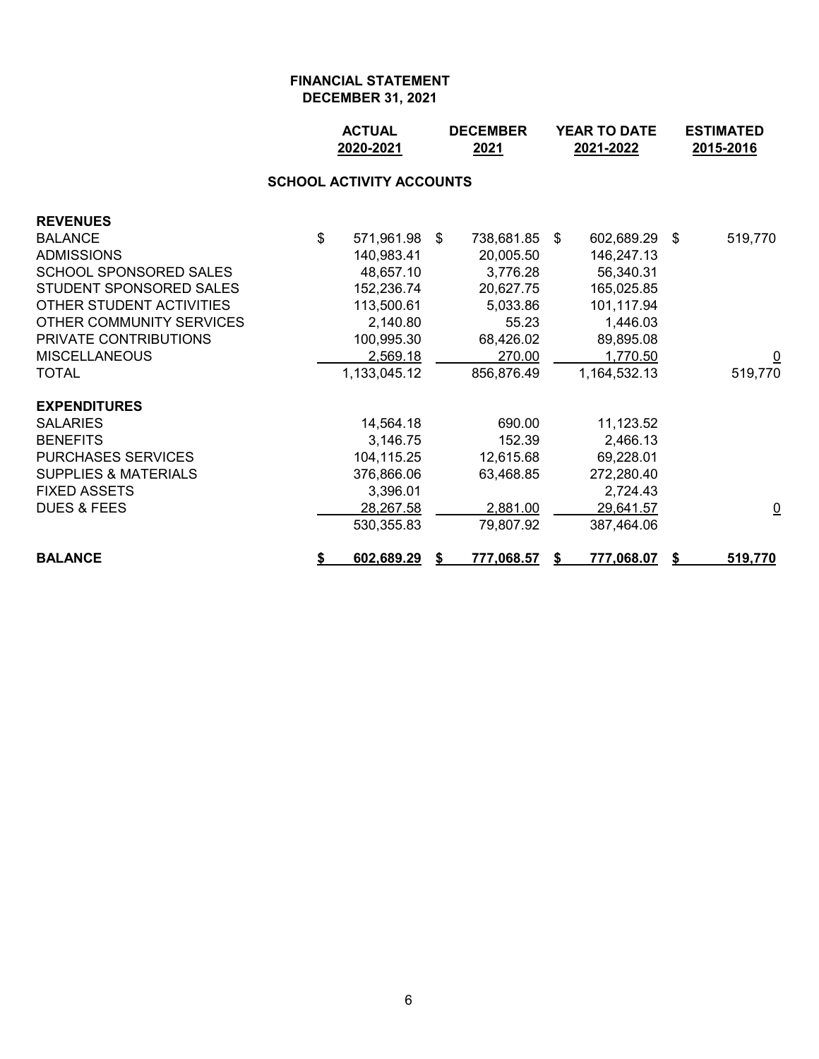**FINANCIAL STATEMENT**
**DECEMBER 31, 2021**

| | ACTUAL 2020-2021 | DECEMBER 2021 | YEAR TO DATE 2021-2022 | ESTIMATED 2015-2016 |
|---|---|---|---|---|
| **SCHOOL ACTIVITY ACCOUNTS** | | | | |
| **REVENUES** | | | | |
| BALANCE | $ 571,961.98 | $ 738,681.85 | $ 602,689.29 | $ 519,770 |
| ADMISSIONS | 140,983.41 | 20,005.50 | 146,247.13 | |
| SCHOOL SPONSORED SALES | 48,657.10 | 3,776.28 | 56,340.31 | |
| STUDENT SPONSORED SALES | 152,236.74 | 20,627.75 | 165,025.85 | |
| OTHER STUDENT ACTIVITIES | 113,500.61 | 5,033.86 | 101,117.94 | |
| OTHER COMMUNITY SERVICES | 2,140.80 | 55.23 | 1,446.03 | |
| PRIVATE CONTRIBUTIONS | 100,995.30 | 68,426.02 | 89,895.08 | |
| MISCELLANEOUS | 2,569.18 | 270.00 | 1,770.50 | 0 |
| TOTAL | 1,133,045.12 | 856,876.49 | 1,164,532.13 | 519,770 |
| **EXPENDITURES** | | | | |
| SALARIES | 14,564.18 | 690.00 | 11,123.52 | |
| BENEFITS | 3,146.75 | 152.39 | 2,466.13 | |
| PURCHASES SERVICES | 104,115.25 | 12,615.68 | 69,228.01 | |
| SUPPLIES & MATERIALS | 376,866.06 | 63,468.85 | 272,280.40 | |
| FIXED ASSETS | 3,396.01 | | 2,724.43 | |
| DUES & FEES | 28,267.58 | 2,881.00 | 29,641.57 | 0 |
| | 530,355.83 | 79,807.92 | 387,464.06 | |
| **BALANCE** | **$ 602,689.29** | **$ 777,068.57** | **$ 777,068.07** | **$ 519,770** |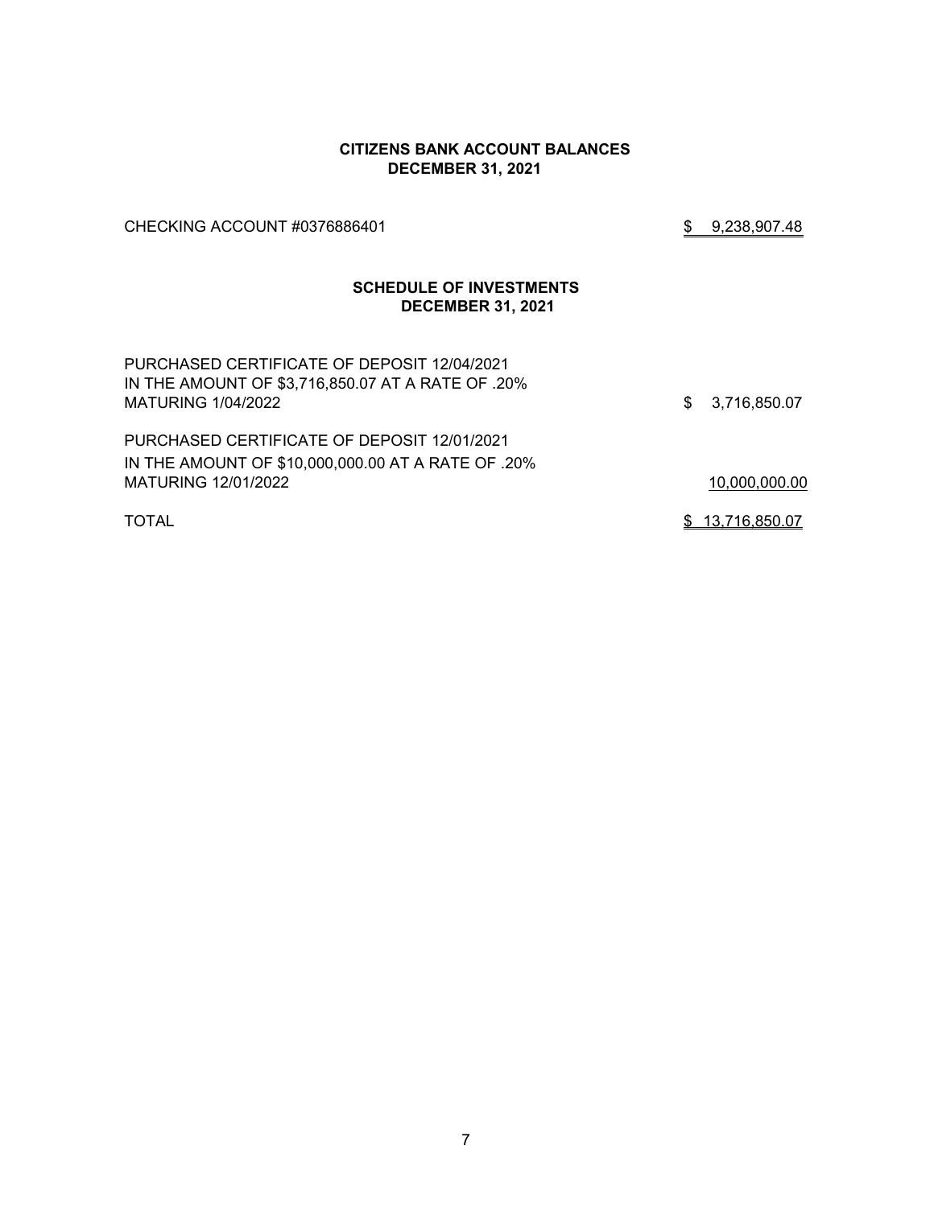## CITIZENS BANK ACCOUNT BALANCES
## DECEMBER 31, 2021

| | |
|---|---|
| CHECKING ACCOUNT #0376886401 | $ 9,238,907.48 |

## SCHEDULE OF INVESTMENTS
## DECEMBER 31, 2021

| | |
|---|---|
| PURCHASED CERTIFICATE OF DEPOSIT 12/04/2021 IN THE AMOUNT OF $3,716,850.07 AT A RATE OF .20% MATURING 1/04/2022 | $ 3,716,850.07 |
| PURCHASED CERTIFICATE OF DEPOSIT 12/01/2021 IN THE AMOUNT OF $10,000,000.00 AT A RATE OF .20% MATURING 12/01/2022 | 10,000,000.00 |
| TOTAL | $ 13,716,850.07 |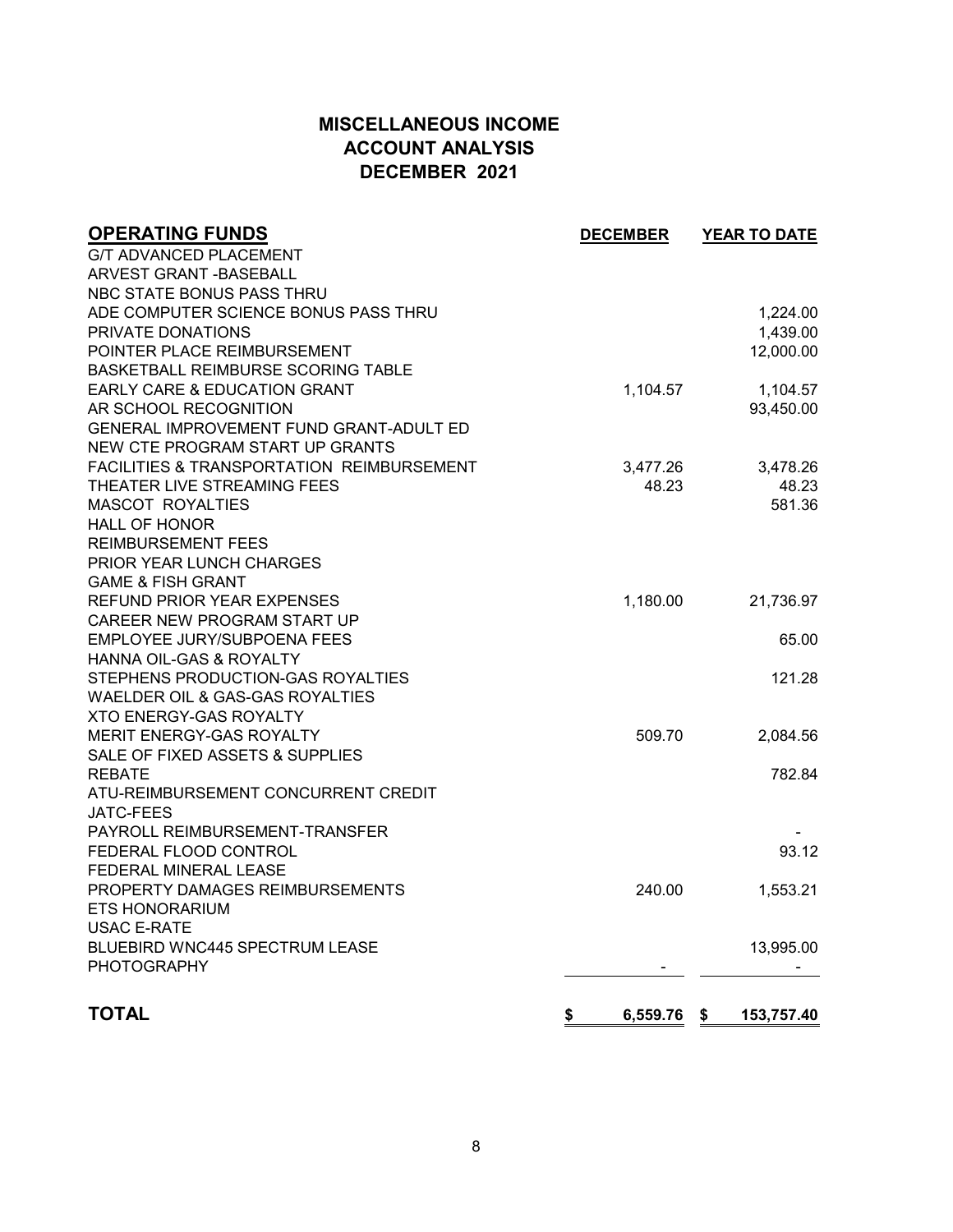# MISCELLANEOUS INCOME
## ACCOUNT ANALYSIS
## DECEMBER 2021

| OPERATING FUNDS | DECEMBER | YEAR TO DATE |
|---|---|---|
| G/T ADVANCED PLACEMENT | | |
| ARVEST GRANT -BASEBALL | | |
| NBC STATE BONUS PASS THRU | | |
| ADE COMPUTER SCIENCE BONUS PASS THRU | | 1,224.00 |
| PRIVATE DONATIONS | | 1,439.00 |
| POINTER PLACE REIMBURSEMENT | | 12,000.00 |
| BASKETBALL REIMBURSE SCORING TABLE | | |
| EARLY CARE & EDUCATION GRANT | 1,104.57 | 1,104.57 |
| AR SCHOOL RECOGNITION | | 93,450.00 |
| GENERAL IMPROVEMENT FUND GRANT-ADULT ED | | |
| NEW CTE PROGRAM START UP GRANTS | | |
| FACILITIES & TRANSPORTATION REIMBURSEMENT | 3,477.26 | 3,478.26 |
| THEATER LIVE STREAMING FEES | 48.23 | 48.23 |
| MASCOT ROYALTIES | | 581.36 |
| HALL OF HONOR | | |
| REIMBURSEMENT FEES | | |
| PRIOR YEAR LUNCH CHARGES | | |
| GAME & FISH GRANT | | |
| REFUND PRIOR YEAR EXPENSES | 1,180.00 | 21,736.97 |
| CAREER NEW PROGRAM START UP | | |
| EMPLOYEE JURY/SUBPOENA FEES | | 65.00 |
| HANNA OIL-GAS & ROYALTY | | |
| STEPHENS PRODUCTION-GAS ROYALTIES | | 121.28 |
| WAELDER OIL & GAS-GAS ROYALTIES | | |
| XTO ENERGY-GAS ROYALTY | | |
| MERIT ENERGY-GAS ROYALTY | 509.70 | 2,084.56 |
| SALE OF FIXED ASSETS & SUPPLIES | | |
| REBATE | | 782.84 |
| ATU-REIMBURSEMENT CONCURRENT CREDIT | | |
| JATC-FEES | | |
| PAYROLL REIMBURSEMENT-TRANSFER | | - |
| FEDERAL FLOOD CONTROL | | 93.12 |
| FEDERAL MINERAL LEASE | | |
| PROPERTY DAMAGES REIMBURSEMENTS | 240.00 | 1,553.21 |
| ETS HONORARIUM | | |
| USAC E-RATE | | |
| BLUEBIRD WNC445 SPECTRUM LEASE | | 13,995.00 |
| PHOTOGRAPHY | - | - |
| **TOTAL** | **$ 6,559.76** | **$ 153,757.40** |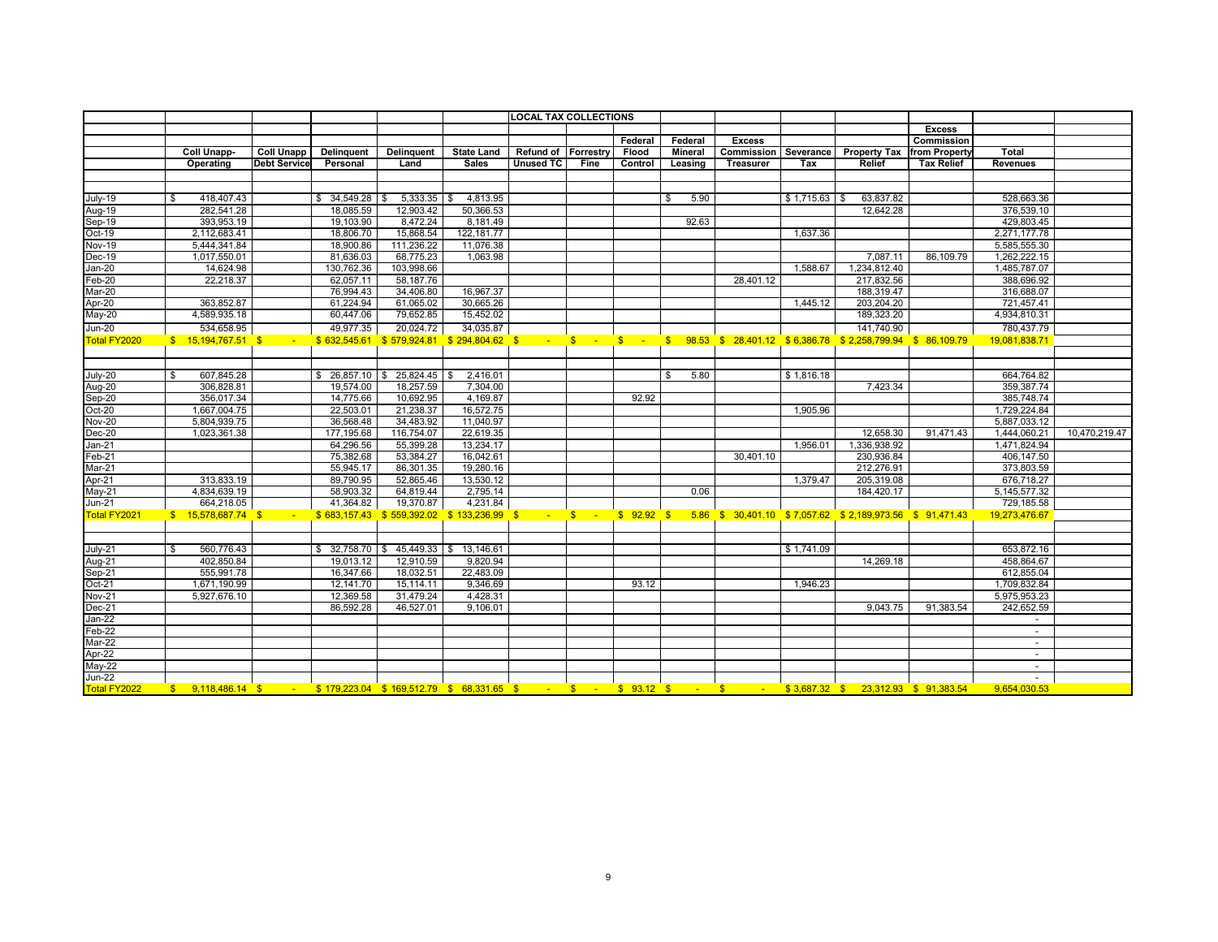| | | | | | | LOCAL TAX COLLECTIONS | | | | | | | | | |
|---|---|---|---|---|---|---|---|---|---|---|---|---|---|---|---|
| | Coll Unapp-Operating | Coll Unapp Debt Service | Delinquent Personal | Delinquent Land | State Land Sales | Refund of Unused TC | Forrestry Fine | Federal Flood Control | Federal Mineral Leasing | Excess Commission Treasurer | Severance Tax | Property Tax Relief | Excess Commission from Property Tax Relief | Total Revenues | |
| July-19 | $ 418,407.43 | | $ 34,549.28 | $ 5,333.35 | $ 4,813.95 | | | | $ 5.90 | | $ 1,715.63 | $ 63,837.82 | | 528,663.36 | |
| Aug-19 | 282,541.28 | | 18,085.59 | 12,903.42 | 50,366.53 | | | | | | | 12,642.28 | | 376,539.10 | |
| Sep-19 | 393,953.19 | | 19,103.90 | 8,472.24 | 8,181.49 | | | | 92.63 | | | | | 429,803.45 | |
| Oct-19 | 2,112,683.41 | | 18,806.70 | 15,868.54 | 122,181.77 | | | | | | 1,637.36 | | | 2,271,177.78 | |
| Nov-19 | 5,444,341.84 | | 18,900.86 | 111,236.22 | 11,076.38 | | | | | | | | | 5,585,555.30 | |
| Dec-19 | 1,017,550.01 | | 81,636.03 | 68,775.23 | 1,063.98 | | | | | | | 7,087.11 | 86,109.79 | 1,262,222.15 | |
| Jan-20 | 14,624.98 | | 130,762.36 | 103,998.66 | | | | | | | 1,588.67 | 1,234,812.40 | | 1,485,787.07 | |
| Feb-20 | 22,218.37 | | 62,057.11 | 58,187.76 | | | | | | 28,401.12 | | 217,832.56 | | 388,696.92 | |
| Mar-20 | | | 76,994.43 | 34,406.80 | 16,967.37 | | | | | | | 188,319.47 | | 316,688.07 | |
| Apr-20 | 363,852.87 | | 61,224.94 | 61,065.02 | 30,665.26 | | | | | | 1,445.12 | 203,204.20 | | 721,457.41 | |
| May-20 | 4,589,935.18 | | 60,447.06 | 79,652.85 | 15,452.02 | | | | | | | 189,323.20 | | 4,934,810.31 | |
| Jun-20 | 534,658.95 | | 49,977.35 | 20,024.72 | 34,035.87 | | | | | | | 141,740.90 | | 780,437.79 | |
| Total FY2020 | $ 15,194,767.51 | $ - | $ 632,545.61 | $ 579,924.81 | $ 294,804.62 | $ - | $ - | $ - | $ 98.53 | $ 28,401.12 | $ 6,386.78 | $ 2,258,799.94 | $ 86,109.79 | 19,081,838.71 | |
| | | | | | | | | | | | | | | | |
| July-20 | $ 607,845.28 | | $ 26,857.10 | $ 25,824.45 | $ 2,416.01 | | | | $ 5.80 | | $ 1,816.18 | | | 664,764.82 | |
| Aug-20 | 306,828.81 | | 19,574.00 | 18,257.59 | 7,304.00 | | | | | | | 7,423.34 | | 359,387.74 | |
| Sep-20 | 356,017.34 | | 14,775.66 | 10,692.95 | 4,169.87 | | | 92.92 | | | | | | 385,748.74 | |
| Oct-20 | 1,667,004.75 | | 22,503.01 | 21,238.37 | 16,572.75 | | | | | | 1,905.96 | | | 1,729,224.84 | |
| Nov-20 | 5,804,939.75 | | 36,568.48 | 34,483.92 | 11,040.97 | | | | | | | | | 5,887,033.12 | |
| Dec-20 | 1,023,361.38 | | 177,195.68 | 116,754.07 | 22,619.35 | | | | | | | 12,658.30 | 91,471.43 | 1,444,060.21 | 10,470,219.47 |
| Jan-21 | | | 64,296.56 | 55,399.28 | 13,234.17 | | | | | | 1,956.01 | 1,336,938.92 | | 1,471,824.94 | |
| Feb-21 | | | 75,382.68 | 53,384.27 | 16,042.61 | | | | | 30,401.10 | | 230,936.84 | | 406,147.50 | |
| Mar-21 | | | 55,945.17 | 86,301.35 | 19,280.16 | | | | | | | 212,276.91 | | 373,803.59 | |
| Apr-21 | 313,833.19 | | 89,790.95 | 52,865.46 | 13,530.12 | | | | | | 1,379.47 | 205,319.08 | | 676,718.27 | |
| May-21 | 4,834,639.19 | | 58,903.32 | 64,819.44 | 2,795.14 | | | | 0.06 | | | 184,420.17 | | 5,145,577.32 | |
| Jun-21 | 664,218.05 | | 41,364.82 | 19,370.87 | 4,231.84 | | | | | | | | | 729,185.58 | |
| Total FY2021 | $ 15,578,687.74 | $ - | $ 683,157.43 | $ 559,392.02 | $ 133,236.99 | $ - | $ - | $ 92.92 | $ 5.86 | $ 30,401.10 | $ 7,057.62 | $ 2,189,973.56 | $ 91,471.43 | 19,273,476.67 | |
| | | | | | | | | | | | | | | | |
| July-21 | $ 560,776.43 | | $ 32,758.70 | $ 45,449.33 | $ 13,146.61 | | | | | | $ 1,741.09 | | | 653,872.16 | |
| Aug-21 | 402,850.84 | | 19,013.12 | 12,910.59 | 9,820.94 | | | | | | | 14,269.18 | | 458,864.67 | |
| Sep-21 | 555,991.78 | | 16,347.66 | 18,032.51 | 22,483.09 | | | | | | | | | 612,855.04 | |
| Oct-21 | 1,671,190.99 | | 12,141.70 | 15,114.11 | 9,346.69 | | | 93.12 | | | 1,946.23 | | | 1,709,832.84 | |
| Nov-21 | 5,927,676.10 | | 12,369.58 | 31,479.24 | 4,428.31 | | | | | | | | | 5,975,953.23 | |
| Dec-21 | | | 86,592.28 | 46,527.01 | 9,106.01 | | | | | | | 9,043.75 | 91,383.54 | 242,652.59 | |
| Jan-22 | | | | | | | | | | | | | | - | |
| Feb-22 | | | | | | | | | | | | | | - | |
| Mar-22 | | | | | | | | | | | | | | - | |
| Apr-22 | | | | | | | | | | | | | | - | |
| May-22 | | | | | | | | | | | | | | - | |
| Jun-22 | | | | | | | | | | | | | | - | |
| Total FY2022 | $ 9,118,486.14 | $ - | $ 179,223.04 | $ 169,512.79 | $ 68,331.65 | $ - | $ - | $ 93.12 | $ - | $ - | $ 3,687.32 | $ 23,312.93 | $ 91,383.54 | 9,654,030.53 | |